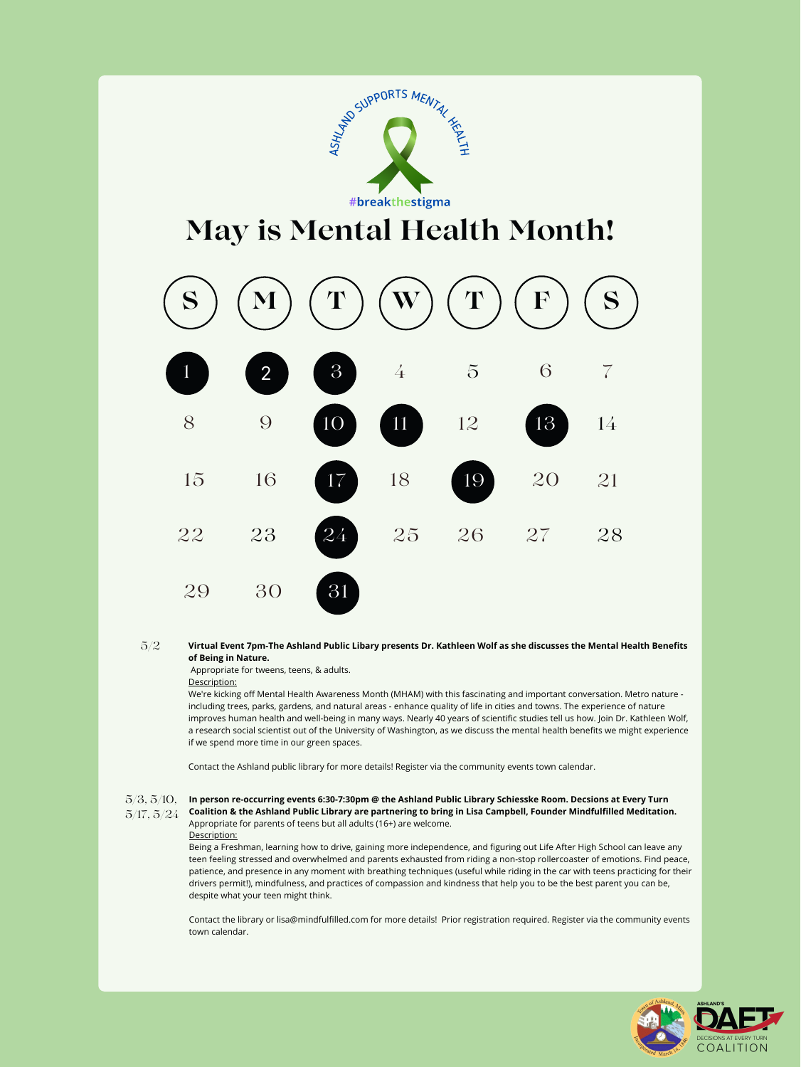ASHLAND SUPPORTS MENTAL HEALTH

#breakthestigma

# May is Mental Health Month!

| S | M | T | W | T | F | S |
|---|---|---|---|---|---|---|
| **1** | **2** | **3** | 4 | 5 | 6 | 7 |
| 8 | 9 | **10** | **11** | 12 | **13** | 14 |
| 15 | 16 | **17** | 18 | **19** | 20 | 21 |
| 22 | 23 | **24** | 25 | 26 | 27 | 28 |
| 29 | 30 | **31** | | | | |

5/2

**Virtual Event 7pm-The Ashland Public Libary presents Dr. Kathleen Wolf as she discusses the Mental Health Benefits of Being in Nature.**

Appropriate for tweens, teens, & adults.

Description:

We're kicking off Mental Health Awareness Month (MHAM) with this fascinating and important conversation. Metro nature - including trees, parks, gardens, and natural areas - enhance quality of life in cities and towns. The experience of nature improves human health and well-being in many ways. Nearly 40 years of scientific studies tell us how. Join Dr. Kathleen Wolf, a research social scientist out of the University of Washington, as we discuss the mental health benefits we might experience if we spend more time in our green spaces.

Contact the Ashland public library for more details! Register via the community events town calendar.

5/3, 5/10, 5/17, 5/24

**In person re-occurring events 6:30-7:30pm @ the Ashland Public Library Schiesske Room. Decsions at Every Turn Coalition & the Ashland Public Library are partnering to bring in Lisa Campbell, Founder Mindfulfilled Meditation.**

Appropriate for parents of teens but all adults (16+) are welcome.

Description:

Being a Freshman, learning how to drive, gaining more independence, and figuring out Life After High School can leave any teen feeling stressed and overwhelmed and parents exhausted from riding a non-stop rollercoaster of emotions. Find peace, patience, and presence in any moment with breathing techniques (useful while riding in the car with teens practicing for their drivers permit!), mindfulness, and practices of compassion and kindness that help you to be the best parent you can be, despite what your teen might think.

Contact the library or lisa@mindfulfilled.com for more details! Prior registration required. Register via the community events town calendar.

ASHLAND'S DAFT DECISIONS AT EVERY TURN COALITION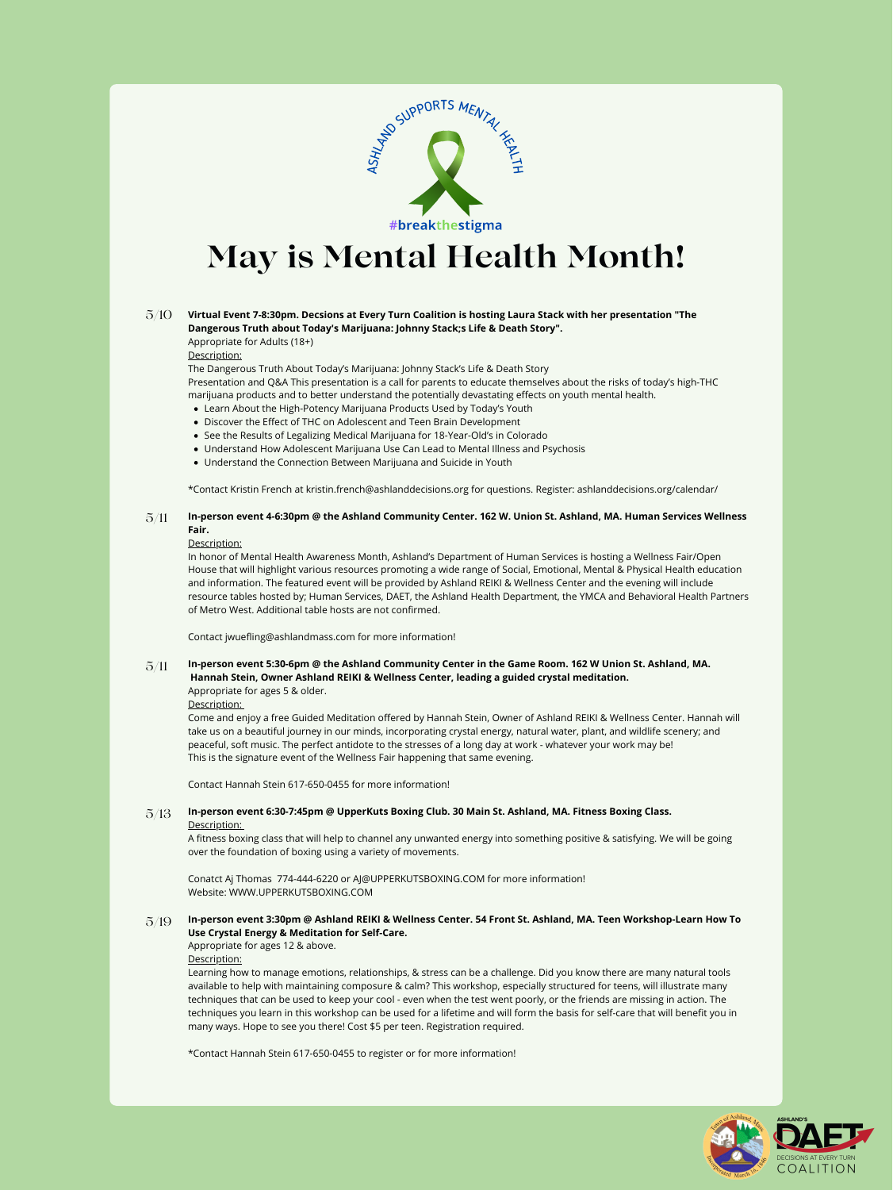ASHLAND SUPPORTS MENTAL HEALTH

#breakthestigma

# May is Mental Health Month!

5/10 **Virtual Event 7-8:30pm. Decsions at Every Turn Coalition is hosting Laura Stack with her presentation "The Dangerous Truth about Today's Marijuana: Johnny Stack;s Life & Death Story".**

Appropriate for Adults (18+)

Description:

The Dangerous Truth About Today's Marijuana: Johnny Stack's Life & Death Story

Presentation and Q&A This presentation is a call for parents to educate themselves about the risks of today's high-THC marijuana products and to better understand the potentially devastating effects on youth mental health.

- Learn About the High-Potency Marijuana Products Used by Today's Youth
- Discover the Effect of THC on Adolescent and Teen Brain Development
- See the Results of Legalizing Medical Marijuana for 18-Year-Old's in Colorado
- Understand How Adolescent Marijuana Use Can Lead to Mental Illness and Psychosis
- Understand the Connection Between Marijuana and Suicide in Youth

*Contact Kristin French at kristin.french@ashlanddecisions.org for questions. Register: ashlanddecisions.org/calendar/

5/11 **In-person event 4-6:30pm @ the Ashland Community Center. 162 W. Union St. Ashland, MA. Human Services Wellness Fair.**

Description:

In honor of Mental Health Awareness Month, Ashland's Department of Human Services is hosting a Wellness Fair/Open House that will highlight various resources promoting a wide range of Social, Emotional, Mental & Physical Health education and information. The featured event will be provided by Ashland REIKI & Wellness Center and the evening will include resource tables hosted by; Human Services, DAET, the Ashland Health Department, the YMCA and Behavioral Health Partners of Metro West. Additional table hosts are not confirmed.

Contact jwuefling@ashlandmass.com for more information!

5/11 **In-person event 5:30-6pm @ the Ashland Community Center in the Game Room. 162 W Union St. Ashland, MA. Hannah Stein, Owner Ashland REIKI & Wellness Center, leading a guided crystal meditation.**

Appropriate for ages 5 & older.

Description:

Come and enjoy a free Guided Meditation offered by Hannah Stein, Owner of Ashland REIKI & Wellness Center. Hannah will take us on a beautiful journey in our minds, incorporating crystal energy, natural water, plant, and wildlife scenery; and peaceful, soft music. The perfect antidote to the stresses of a long day at work - whatever your work may be! This is the signature event of the Wellness Fair happening that same evening.

Contact Hannah Stein 617-650-0455 for more information!

5/13 **In-person event 6:30-7:45pm @ UpperKuts Boxing Club. 30 Main St. Ashland, MA. Fitness Boxing Class.**

Description:

A fitness boxing class that will help to channel any unwanted energy into something positive & satisfying. We will be going over the foundation of boxing using a variety of movements.

Conatct Aj Thomas 774-444-6220 or AJ@UPPERKUTSBOXING.COM for more information!
Website: WWW.UPPERKUTSBOXING.COM

5/19 **In-person event 3:30pm @ Ashland REIKI & Wellness Center. 54 Front St. Ashland, MA. Teen Workshop-Learn How To Use Crystal Energy & Meditation for Self-Care.**

Appropriate for ages 12 & above.

Description:

Learning how to manage emotions, relationships, & stress can be a challenge. Did you know there are many natural tools available to help with maintaining composure & calm? This workshop, especially structured for teens, will illustrate many techniques that can be used to keep your cool - even when the test went poorly, or the friends are missing in action. The techniques you learn in this workshop can be used for a lifetime and will form the basis for self-care that will benefit you in many ways. Hope to see you there! Cost $5 per teen. Registration required.

*Contact Hannah Stein 617-650-0455 to register or for more information!

ASHLAND'S DAET DECISIONS AT EVERY TURN COALITION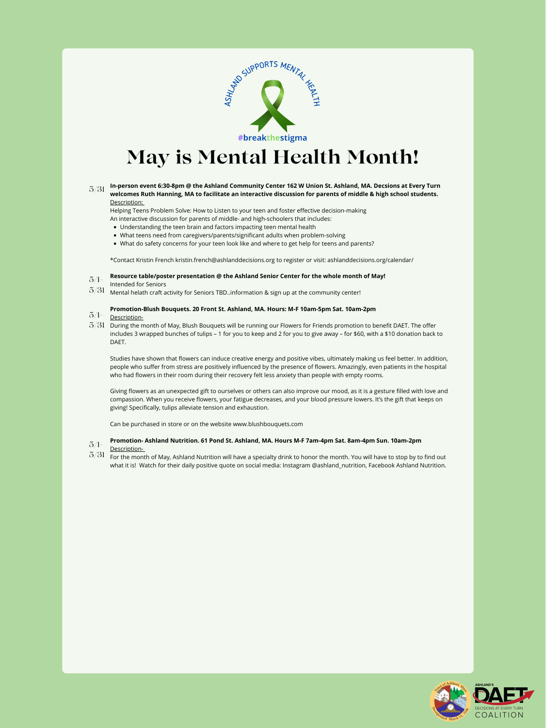ASHLAND SUPPORTS MENTAL HEALTH

#breakthestigma

# May is Mental Health Month!

5/31

**In-person event 6:30-8pm @ the Ashland Community Center 162 W Union St. Ashland, MA. Decsions at Every Turn welcomes Ruth Hanning, MA to facilitate an interactive discussion for parents of middle & high school students.**

Description:

Helping Teens Problem Solve: How to Listen to your teen and foster effective decision-making

An interactive discussion for parents of middle- and high-schoolers that includes:

- Understanding the teen brain and factors impacting teen mental health
- What teens need from caregivers/parents/significant adults when problem-solving
- What do safety concerns for your teen look like and where to get help for teens and parents?

*Contact Kristin French kristin.french@ashlanddecisions.org to register or visit: ashlanddecisions.org/calendar/

5/1-5/31

**Resource table/poster presentation @ the Ashland Senior Center for the whole month of May!**

Intended for Seniors

Mental helath craft activity for Seniors TBD..information & sign up at the community center!

5/1-5/31

**Promotion-Blush Bouquets. 20 Front St. Ashland, MA. Hours: M-F 10am-5pm Sat. 10am-2pm**

Description-

During the month of May, Blush Bouquets will be running our Flowers for Friends promotion to benefit DAET. The offer includes 3 wrapped bunches of tulips – 1 for you to keep and 2 for you to give away – for $60, with a $10 donation back to DAET.

Studies have shown that flowers can induce creative energy and positive vibes, ultimately making us feel better. In addition, people who suffer from stress are positively influenced by the presence of flowers. Amazingly, even patients in the hospital who had flowers in their room during their recovery felt less anxiety than people with empty rooms.

Giving flowers as an unexpected gift to ourselves or others can also improve our mood, as it is a gesture filled with love and compassion. When you receive flowers, your fatigue decreases, and your blood pressure lowers. It's the gift that keeps on giving! Specifically, tulips alleviate tension and exhaustion.

Can be purchased in store or on the website www.blushbouquets.com

5/1-5/31

**Promotion- Ashland Nutrition. 61 Pond St. Ashland, MA. Hours M-F 7am-4pm Sat. 8am-4pm Sun. 10am-2pm**

Description-

For the month of May, Ashland Nutrition will have a specialty drink to honor the month. You will have to stop by to find out what it is! Watch for their daily positive quote on social media: Instagram @ashland_nutrition, Facebook Ashland Nutrition.

ASHLAND'S DAET DECISIONS AT EVERY TURN COALITION